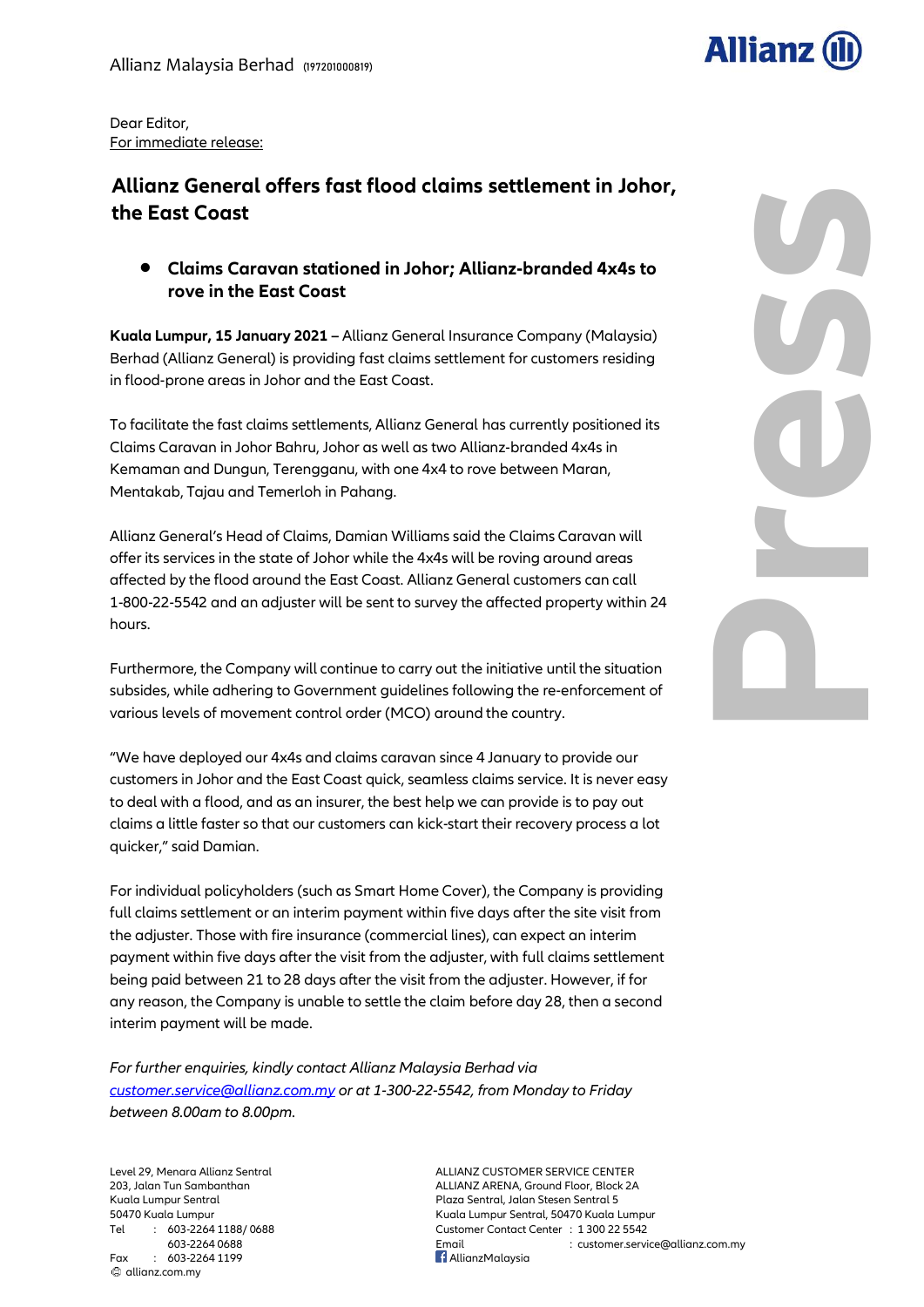Allianz Malaysia Berhad (197201000819)

Dear Editor,
For immediate release:

# Allianz General offers fast flood claims settlement in Johor, the East Coast

- **Claims Caravan stationed in Johor; Allianz-branded 4x4s to rove in the East Coast**

**Kuala Lumpur, 15 January 2021 –** Allianz General Insurance Company (Malaysia) Berhad (Allianz General) is providing fast claims settlement for customers residing in flood-prone areas in Johor and the East Coast.

To facilitate the fast claims settlements, Allianz General has currently positioned its Claims Caravan in Johor Bahru, Johor as well as two Allianz-branded 4x4s in Kemaman and Dungun, Terengganu, with one 4x4 to rove between Maran, Mentakab, Tajau and Temerloh in Pahang.

Allianz General's Head of Claims, Damian Williams said the Claims Caravan will offer its services in the state of Johor while the 4x4s will be roving around areas affected by the flood around the East Coast. Allianz General customers can call 1-800-22-5542 and an adjuster will be sent to survey the affected property within 24 hours.

Furthermore, the Company will continue to carry out the initiative until the situation subsides, while adhering to Government guidelines following the re-enforcement of various levels of movement control order (MCO) around the country.

"We have deployed our 4x4s and claims caravan since 4 January to provide our customers in Johor and the East Coast quick, seamless claims service. It is never easy to deal with a flood, and as an insurer, the best help we can provide is to pay out claims a little faster so that our customers can kick-start their recovery process a lot quicker," said Damian.

For individual policyholders (such as Smart Home Cover), the Company is providing full claims settlement or an interim payment within five days after the site visit from the adjuster. Those with fire insurance (commercial lines), can expect an interim payment within five days after the visit from the adjuster, with full claims settlement being paid between 21 to 28 days after the visit from the adjuster. However, if for any reason, the Company is unable to settle the claim before day 28, then a second interim payment will be made.

*For further enquiries, kindly contact Allianz Malaysia Berhad via customer.service@allianz.com.my or at 1-300-22-5542, from Monday to Friday between 8.00am to 8.00pm.*

Level 29, Menara Allianz Sentral
203, Jalan Tun Sambanthan
Kuala Lumpur Sentral
50470 Kuala Lumpur
Tel : 603-2264 1188/ 0688
603-2264 0688
Fax : 603-2264 1199
allianz.com.my

ALLIANZ CUSTOMER SERVICE CENTER
ALLIANZ ARENA, Ground Floor, Block 2A
Plaza Sentral, Jalan Stesen Sentral 5
Kuala Lumpur Sentral, 50470 Kuala Lumpur
Customer Contact Center : 1 300 22 5542
Email : customer.service@allianz.com.my
AllianzMalaysia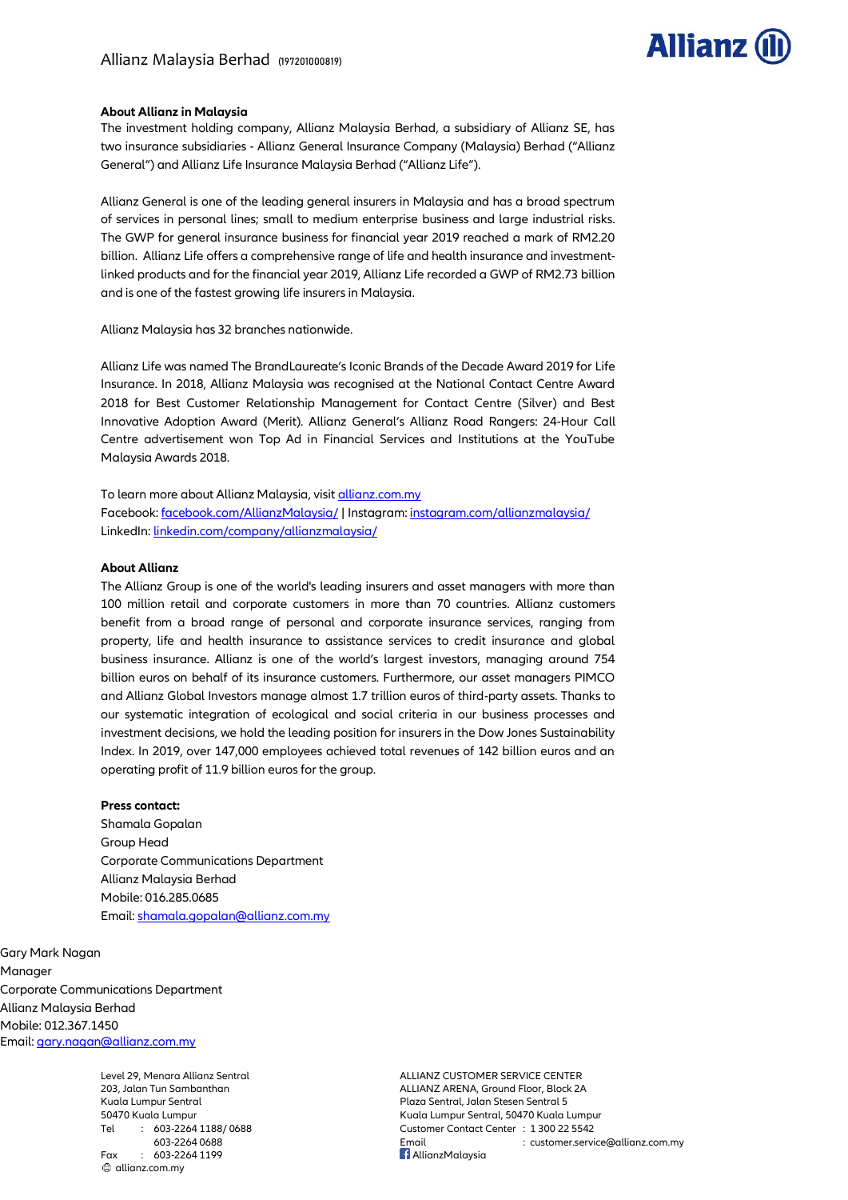**About Allianz in Malaysia**

The investment holding company, Allianz Malaysia Berhad, a subsidiary of Allianz SE, has two insurance subsidiaries - Allianz General Insurance Company (Malaysia) Berhad ("Allianz General") and Allianz Life Insurance Malaysia Berhad ("Allianz Life").

Allianz General is one of the leading general insurers in Malaysia and has a broad spectrum of services in personal lines; small to medium enterprise business and large industrial risks. The GWP for general insurance business for financial year 2019 reached a mark of RM2.20 billion. Allianz Life offers a comprehensive range of life and health insurance and investment-linked products and for the financial year 2019, Allianz Life recorded a GWP of RM2.73 billion and is one of the fastest growing life insurers in Malaysia.

Allianz Malaysia has 32 branches nationwide.

Allianz Life was named The BrandLaureate's Iconic Brands of the Decade Award 2019 for Life Insurance. In 2018, Allianz Malaysia was recognised at the National Contact Centre Award 2018 for Best Customer Relationship Management for Contact Centre (Silver) and Best Innovative Adoption Award (Merit). Allianz General's Allianz Road Rangers: 24-Hour Call Centre advertisement won Top Ad in Financial Services and Institutions at the YouTube Malaysia Awards 2018.

To learn more about Allianz Malaysia, visit allianz.com.my
Facebook: facebook.com/AllianzMalaysia/ | Instagram: instagram.com/allianzmalaysia/
LinkedIn: linkedin.com/company/allianzmalaysia/

**About Allianz**

The Allianz Group is one of the world's leading insurers and asset managers with more than 100 million retail and corporate customers in more than 70 countries. Allianz customers benefit from a broad range of personal and corporate insurance services, ranging from property, life and health insurance to assistance services to credit insurance and global business insurance. Allianz is one of the world's largest investors, managing around 754 billion euros on behalf of its insurance customers. Furthermore, our asset managers PIMCO and Allianz Global Investors manage almost 1.7 trillion euros of third-party assets. Thanks to our systematic integration of ecological and social criteria in our business processes and investment decisions, we hold the leading position for insurers in the Dow Jones Sustainability Index. In 2019, over 147,000 employees achieved total revenues of 142 billion euros and an operating profit of 11.9 billion euros for the group.

**Press contact:**

Shamala Gopalan
Group Head
Corporate Communications Department
Allianz Malaysia Berhad
Mobile: 016.285.0685
Email: shamala.gopalan@allianz.com.my

Gary Mark Nagan
Manager
Corporate Communications Department
Allianz Malaysia Berhad
Mobile: 012.367.1450
Email: gary.nagan@allianz.com.my

Level 29, Menara Allianz Sentral
203, Jalan Tun Sambanthan
Kuala Lumpur Sentral
50470 Kuala Lumpur
Tel : 603-2264 1188/ 0688
603-2264 0688
Fax : 603-2264 1199
allianz.com.my

ALLIANZ CUSTOMER SERVICE CENTER
ALLIANZ ARENA, Ground Floor, Block 2A
Plaza Sentral, Jalan Stesen Sentral 5
Kuala Lumpur Sentral, 50470 Kuala Lumpur
Customer Contact Center : 1 300 22 5542
Email : customer.service@allianz.com.my
AllianzMalaysia